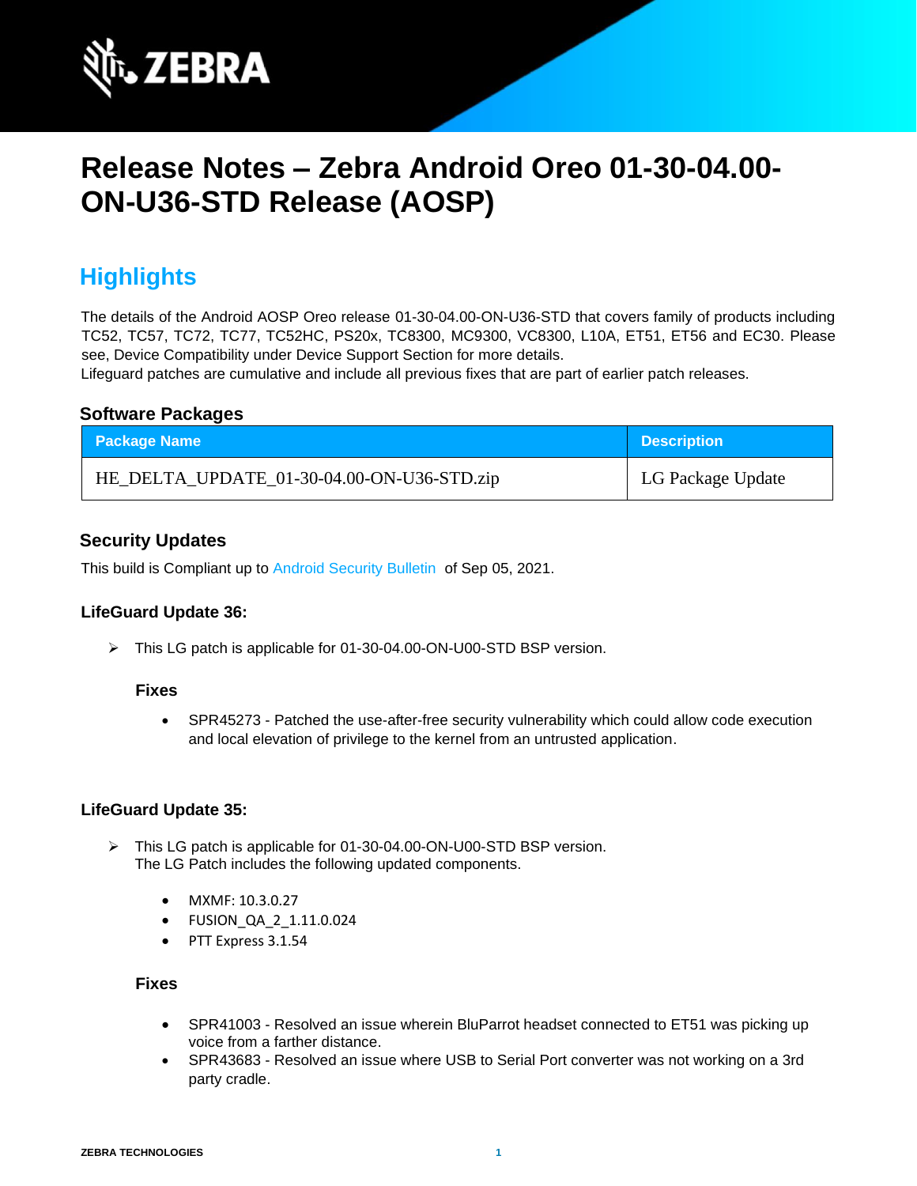# Release Notes – Zebra Android Oreo 01-30-04.00-ON-U36-STD Release (AOSP)

## Highlights

The details of the Android AOSP Oreo release 01-30-04.00-ON-U36-STD that covers family of products including TC52, TC57, TC72, TC77, TC52HC, PS20x, TC8300, MC9300, VC8300, L10A, ET51, ET56 and EC30. Please see, Device Compatibility under Device Support Section for more details.
Lifeguard patches are cumulative and include all previous fixes that are part of earlier patch releases.

### Software Packages

| Package Name | Description |
| --- | --- |
| HE_DELTA_UPDATE_01-30-04.00-ON-U36-STD.zip | LG Package Update |

### Security Updates

This build is Compliant up to Android Security Bulletin of Sep 05, 2021.

#### LifeGuard Update 36:

- This LG patch is applicable for 01-30-04.00-ON-U00-STD BSP version.

**Fixes**

- SPR45273 - Patched the use-after-free security vulnerability which could allow code execution and local elevation of privilege to the kernel from an untrusted application.

#### LifeGuard Update 35:

- This LG patch is applicable for 01-30-04.00-ON-U00-STD BSP version.
  The LG Patch includes the following updated components.
  - MXMF: 10.3.0.27
  - FUSION_QA_2_1.11.0.024
  - PTT Express 3.1.54

**Fixes**

- SPR41003 - Resolved an issue wherein BluParrot headset connected to ET51 was picking up voice from a farther distance.
- SPR43683 - Resolved an issue where USB to Serial Port converter was not working on a 3rd party cradle.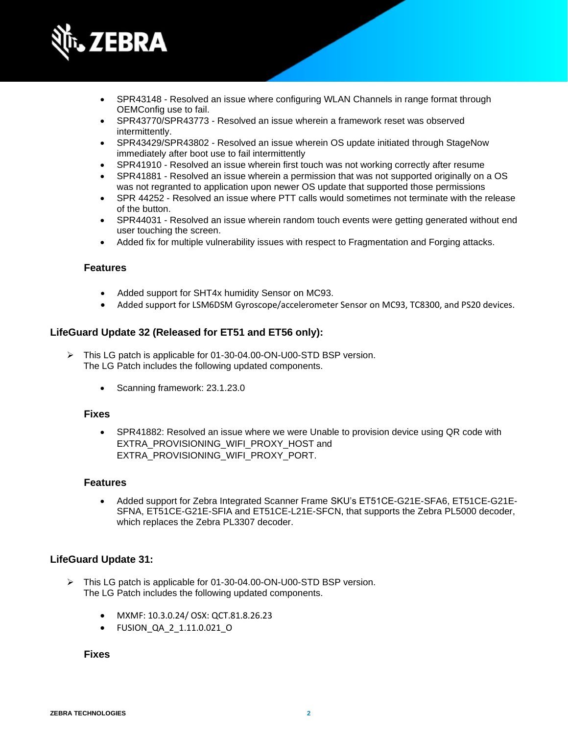- SPR43148 - Resolved an issue where configuring WLAN Channels in range format through OEMConfig use to fail.
- SPR43770/SPR43773 - Resolved an issue wherein a framework reset was observed intermittently.
- SPR43429/SPR43802 - Resolved an issue wherein OS update initiated through StageNow immediately after boot use to fail intermittently
- SPR41910 - Resolved an issue wherein first touch was not working correctly after resume
- SPR41881 - Resolved an issue wherein a permission that was not supported originally on a OS was not regranted to application upon newer OS update that supported those permissions
- SPR 44252 - Resolved an issue where PTT calls would sometimes not terminate with the release of the button.
- SPR44031 - Resolved an issue wherein random touch events were getting generated without end user touching the screen.
- Added fix for multiple vulnerability issues with respect to Fragmentation and Forging attacks.

### Features

- Added support for SHT4x humidity Sensor on MC93.
- Added support for LSM6DSM Gyroscope/accelerometer Sensor on MC93, TC8300, and PS20 devices.

## LifeGuard Update 32 (Released for ET51 and ET56 only):

- This LG patch is applicable for 01-30-04.00-ON-U00-STD BSP version.
  The LG Patch includes the following updated components.
  - Scanning framework: 23.1.23.0

### Fixes

- SPR41882: Resolved an issue where we were Unable to provision device using QR code with EXTRA_PROVISIONING_WIFI_PROXY_HOST and EXTRA_PROVISIONING_WIFI_PROXY_PORT.

### Features

- Added support for Zebra Integrated Scanner Frame SKU's ET51CE-G21E-SFA6, ET51CE-G21E-SFNA, ET51CE-G21E-SFIA and ET51CE-L21E-SFCN, that supports the Zebra PL5000 decoder, which replaces the Zebra PL3307 decoder.

## LifeGuard Update 31:

- This LG patch is applicable for 01-30-04.00-ON-U00-STD BSP version.
  The LG Patch includes the following updated components.
  - MXMF: 10.3.0.24/ OSX: QCT.81.8.26.23
  - FUSION_QA_2_1.11.0.021_O

### Fixes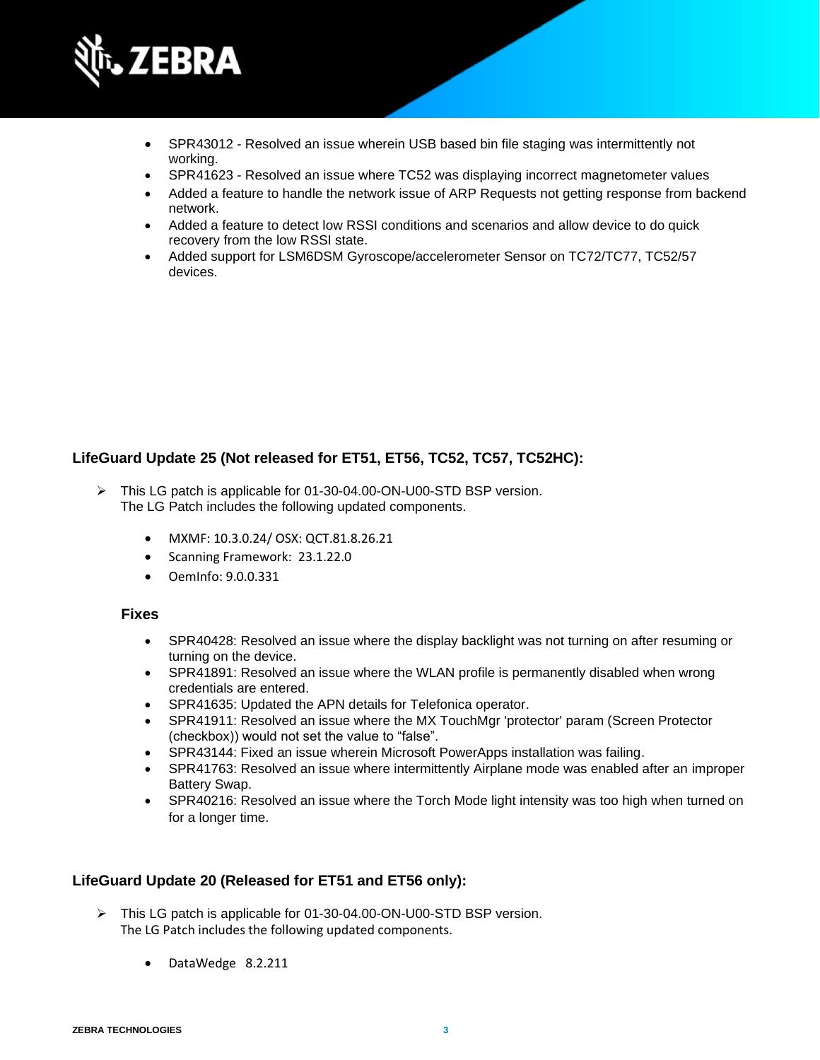- SPR43012 - Resolved an issue wherein USB based bin file staging was intermittently not working.
- SPR41623 - Resolved an issue where TC52 was displaying incorrect magnetometer values
- Added a feature to handle the network issue of ARP Requests not getting response from backend network.
- Added a feature to detect low RSSI conditions and scenarios and allow device to do quick recovery from the low RSSI state.
- Added support for LSM6DSM Gyroscope/accelerometer Sensor on TC72/TC77, TC52/57 devices.

### LifeGuard Update 25 (Not released for ET51, ET56, TC52, TC57, TC52HC):

- This LG patch is applicable for 01-30-04.00-ON-U00-STD BSP version.
  The LG Patch includes the following updated components.

  - MXMF: 10.3.0.24/ OSX: QCT.81.8.26.21
  - Scanning Framework: 23.1.22.0
  - OemInfo: 9.0.0.331

#### Fixes

- SPR40428: Resolved an issue where the display backlight was not turning on after resuming or turning on the device.
- SPR41891: Resolved an issue where the WLAN profile is permanently disabled when wrong credentials are entered.
- SPR41635: Updated the APN details for Telefonica operator.
- SPR41911: Resolved an issue where the MX TouchMgr 'protector' param (Screen Protector (checkbox)) would not set the value to “false”.
- SPR43144: Fixed an issue wherein Microsoft PowerApps installation was failing.
- SPR41763: Resolved an issue where intermittently Airplane mode was enabled after an improper Battery Swap.
- SPR40216: Resolved an issue where the Torch Mode light intensity was too high when turned on for a longer time.

### LifeGuard Update 20 (Released for ET51 and ET56 only):

- This LG patch is applicable for 01-30-04.00-ON-U00-STD BSP version.
  The LG Patch includes the following updated components.

  - DataWedge 8.2.211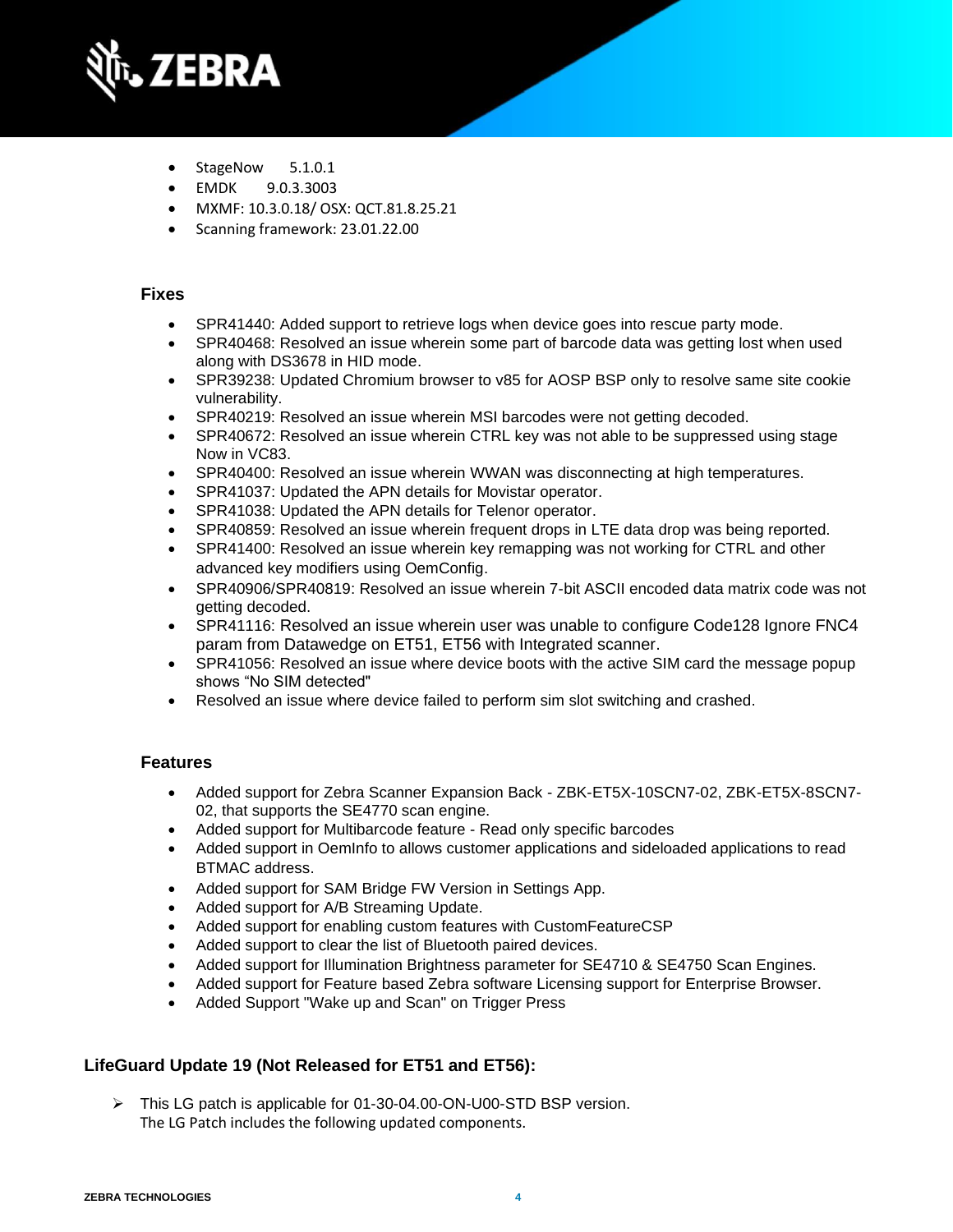- StageNow 5.1.0.1
- EMDK 9.0.3.3003
- MXMF: 10.3.0.18/ OSX: QCT.81.8.25.21
- Scanning framework: 23.01.22.00

### Fixes

- SPR41440: Added support to retrieve logs when device goes into rescue party mode.
- SPR40468: Resolved an issue wherein some part of barcode data was getting lost when used along with DS3678 in HID mode.
- SPR39238: Updated Chromium browser to v85 for AOSP BSP only to resolve same site cookie vulnerability.
- SPR40219: Resolved an issue wherein MSI barcodes were not getting decoded.
- SPR40672: Resolved an issue wherein CTRL key was not able to be suppressed using stage Now in VC83.
- SPR40400: Resolved an issue wherein WWAN was disconnecting at high temperatures.
- SPR41037: Updated the APN details for Movistar operator.
- SPR41038: Updated the APN details for Telenor operator.
- SPR40859: Resolved an issue wherein frequent drops in LTE data drop was being reported.
- SPR41400: Resolved an issue wherein key remapping was not working for CTRL and other advanced key modifiers using OemConfig.
- SPR40906/SPR40819: Resolved an issue wherein 7-bit ASCII encoded data matrix code was not getting decoded.
- SPR41116: Resolved an issue wherein user was unable to configure Code128 Ignore FNC4 param from Datawedge on ET51, ET56 with Integrated scanner.
- SPR41056: Resolved an issue where device boots with the active SIM card the message popup shows "No SIM detected"
- Resolved an issue where device failed to perform sim slot switching and crashed.

### Features

- Added support for Zebra Scanner Expansion Back - ZBK-ET5X-10SCN7-02, ZBK-ET5X-8SCN7-02, that supports the SE4770 scan engine.
- Added support for Multibarcode feature - Read only specific barcodes
- Added support in OemInfo to allows customer applications and sideloaded applications to read BTMAC address.
- Added support for SAM Bridge FW Version in Settings App.
- Added support for A/B Streaming Update.
- Added support for enabling custom features with CustomFeatureCSP
- Added support to clear the list of Bluetooth paired devices.
- Added support for Illumination Brightness parameter for SE4710 & SE4750 Scan Engines.
- Added support for Feature based Zebra software Licensing support for Enterprise Browser.
- Added Support "Wake up and Scan" on Trigger Press

## LifeGuard Update 19 (Not Released for ET51 and ET56):

- This LG patch is applicable for 01-30-04.00-ON-U00-STD BSP version.
  The LG Patch includes the following updated components.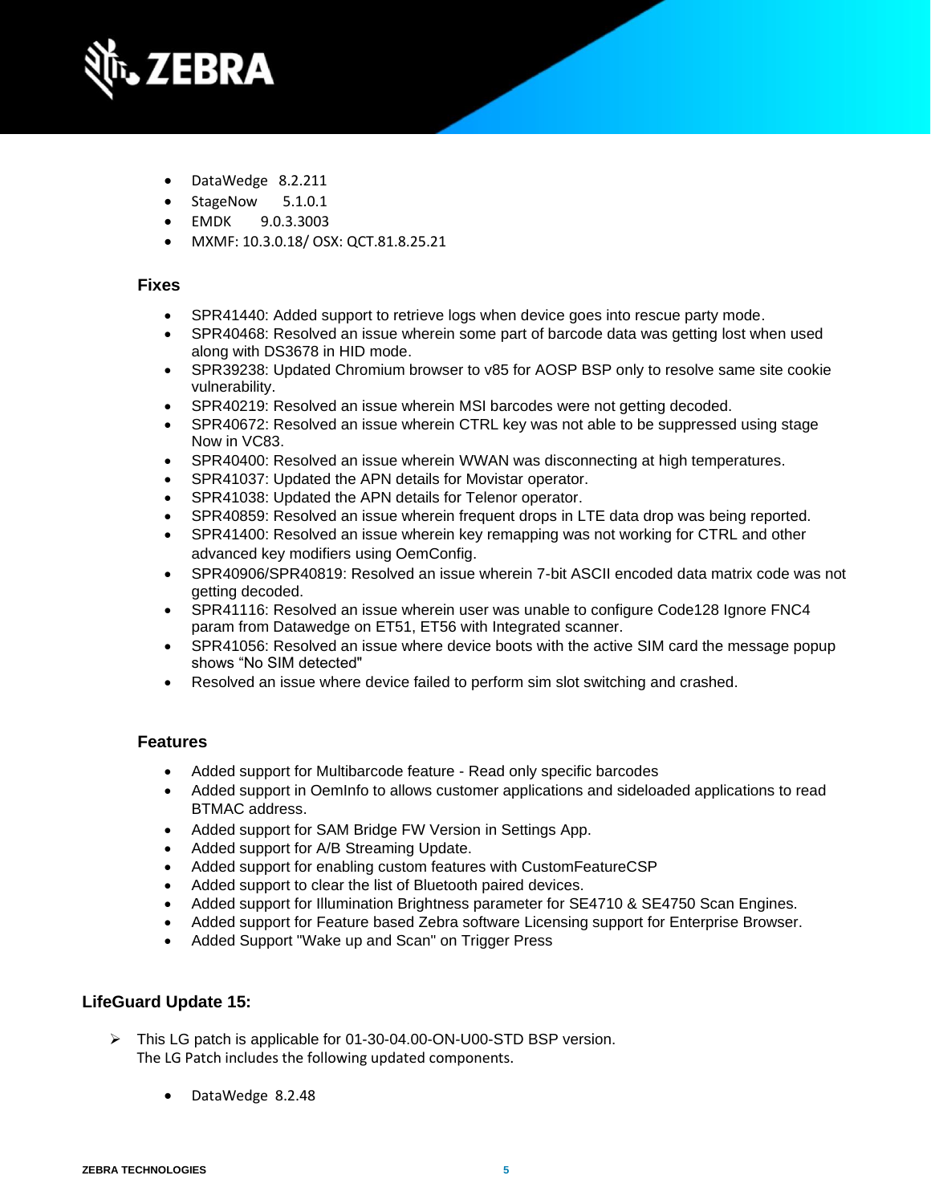- DataWedge 8.2.211
- StageNow 5.1.0.1
- EMDK 9.0.3.3003
- MXMF: 10.3.0.18/ OSX: QCT.81.8.25.21

### Fixes

- SPR41440: Added support to retrieve logs when device goes into rescue party mode.
- SPR40468: Resolved an issue wherein some part of barcode data was getting lost when used along with DS3678 in HID mode.
- SPR39238: Updated Chromium browser to v85 for AOSP BSP only to resolve same site cookie vulnerability.
- SPR40219: Resolved an issue wherein MSI barcodes were not getting decoded.
- SPR40672: Resolved an issue wherein CTRL key was not able to be suppressed using stage Now in VC83.
- SPR40400: Resolved an issue wherein WWAN was disconnecting at high temperatures.
- SPR41037: Updated the APN details for Movistar operator.
- SPR41038: Updated the APN details for Telenor operator.
- SPR40859: Resolved an issue wherein frequent drops in LTE data drop was being reported.
- SPR41400: Resolved an issue wherein key remapping was not working for CTRL and other advanced key modifiers using OemConfig.
- SPR40906/SPR40819: Resolved an issue wherein 7-bit ASCII encoded data matrix code was not getting decoded.
- SPR41116: Resolved an issue wherein user was unable to configure Code128 Ignore FNC4 param from Datawedge on ET51, ET56 with Integrated scanner.
- SPR41056: Resolved an issue where device boots with the active SIM card the message popup shows “No SIM detected"
- Resolved an issue where device failed to perform sim slot switching and crashed.

### Features

- Added support for Multibarcode feature - Read only specific barcodes
- Added support in OemInfo to allows customer applications and sideloaded applications to read BTMAC address.
- Added support for SAM Bridge FW Version in Settings App.
- Added support for A/B Streaming Update.
- Added support for enabling custom features with CustomFeatureCSP
- Added support to clear the list of Bluetooth paired devices.
- Added support for Illumination Brightness parameter for SE4710 & SE4750 Scan Engines.
- Added support for Feature based Zebra software Licensing support for Enterprise Browser.
- Added Support "Wake up and Scan" on Trigger Press

## LifeGuard Update 15:

- ➢ This LG patch is applicable for 01-30-04.00-ON-U00-STD BSP version.
  The LG Patch includes the following updated components.

  - DataWedge 8.2.48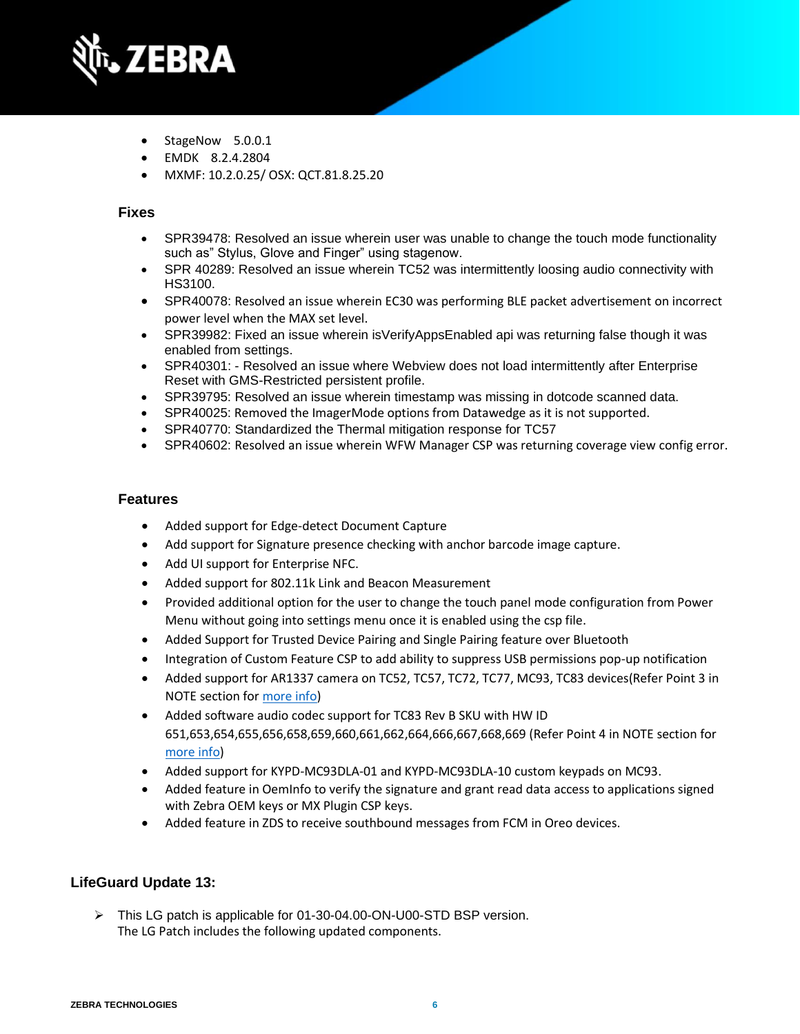- StageNow 5.0.0.1
- EMDK 8.2.4.2804
- MXMF: 10.2.0.25/ OSX: QCT.81.8.25.20

### Fixes

- SPR39478: Resolved an issue wherein user was unable to change the touch mode functionality such as" Stylus, Glove and Finger" using stagenow.
- SPR 40289: Resolved an issue wherein TC52 was intermittently loosing audio connectivity with HS3100.
- SPR40078: Resolved an issue wherein EC30 was performing BLE packet advertisement on incorrect power level when the MAX set level.
- SPR39982: Fixed an issue wherein isVerifyAppsEnabled api was returning false though it was enabled from settings.
- SPR40301: - Resolved an issue where Webview does not load intermittently after Enterprise Reset with GMS-Restricted persistent profile.
- SPR39795: Resolved an issue wherein timestamp was missing in dotcode scanned data.
- SPR40025: Removed the ImagerMode options from Datawedge as it is not supported.
- SPR40770: Standardized the Thermal mitigation response for TC57
- SPR40602: Resolved an issue wherein WFW Manager CSP was returning coverage view config error.

### Features

- Added support for Edge-detect Document Capture
- Add support for Signature presence checking with anchor barcode image capture.
- Add UI support for Enterprise NFC.
- Added support for 802.11k Link and Beacon Measurement
- Provided additional option for the user to change the touch panel mode configuration from Power Menu without going into settings menu once it is enabled using the csp file.
- Added Support for Trusted Device Pairing and Single Pairing feature over Bluetooth
- Integration of Custom Feature CSP to add ability to suppress USB permissions pop-up notification
- Added support for AR1337 camera on TC52, TC57, TC72, TC77, MC93, TC83 devices(Refer Point 3 in NOTE section for more info)
- Added software audio codec support for TC83 Rev B SKU with HW ID 651,653,654,655,656,658,659,660,661,662,664,666,667,668,669 (Refer Point 4 in NOTE section for more info)
- Added support for KYPD-MC93DLA-01 and KYPD-MC93DLA-10 custom keypads on MC93.
- Added feature in OemInfo to verify the signature and grant read data access to applications signed with Zebra OEM keys or MX Plugin CSP keys.
- Added feature in ZDS to receive southbound messages from FCM in Oreo devices.

## LifeGuard Update 13:

- This LG patch is applicable for 01-30-04.00-ON-U00-STD BSP version.
  The LG Patch includes the following updated components.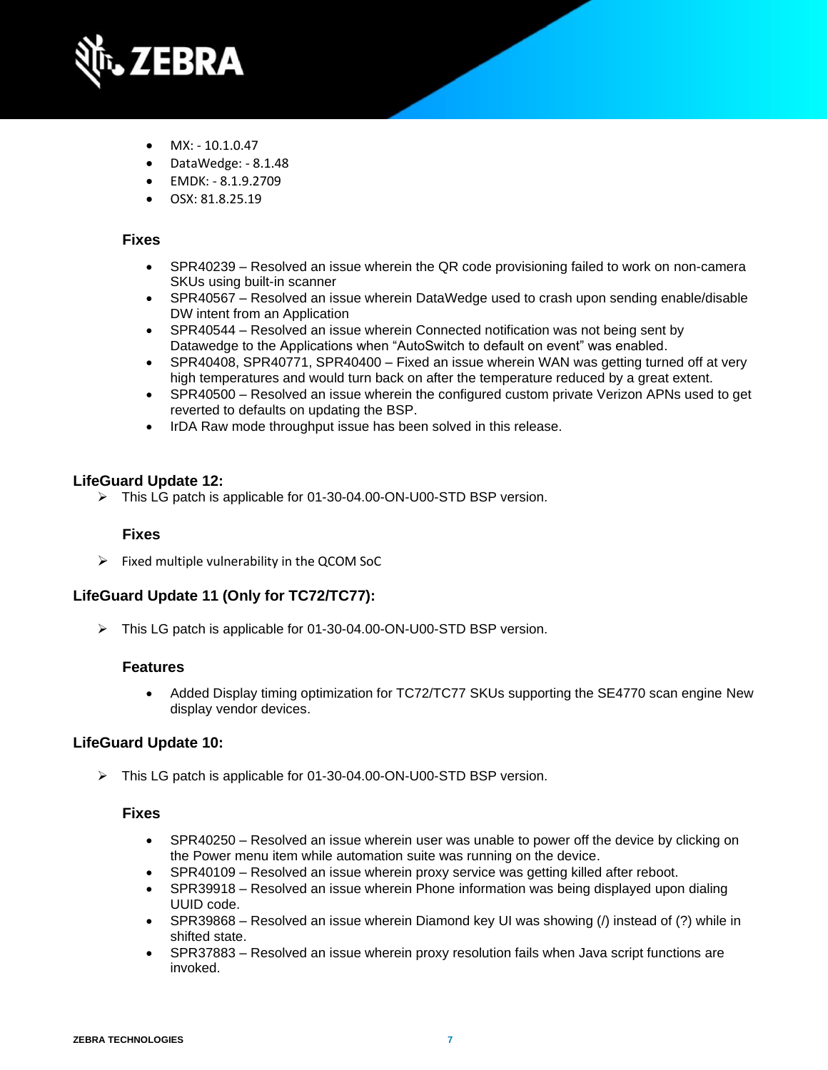- MX: - 10.1.0.47
- DataWedge: - 8.1.48
- EMDK: - 8.1.9.2709
- OSX: 81.8.25.19

#### Fixes

- SPR40239 – Resolved an issue wherein the QR code provisioning failed to work on non-camera SKUs using built-in scanner
- SPR40567 – Resolved an issue wherein DataWedge used to crash upon sending enable/disable DW intent from an Application
- SPR40544 – Resolved an issue wherein Connected notification was not being sent by Datawedge to the Applications when "AutoSwitch to default on event" was enabled.
- SPR40408, SPR40771, SPR40400 – Fixed an issue wherein WAN was getting turned off at very high temperatures and would turn back on after the temperature reduced by a great extent.
- SPR40500 – Resolved an issue wherein the configured custom private Verizon APNs used to get reverted to defaults on updating the BSP.
- IrDA Raw mode throughput issue has been solved in this release.

### LifeGuard Update 12:

- This LG patch is applicable for 01-30-04.00-ON-U00-STD BSP version.

#### Fixes

- Fixed multiple vulnerability in the QCOM SoC

### LifeGuard Update 11 (Only for TC72/TC77):

- This LG patch is applicable for 01-30-04.00-ON-U00-STD BSP version.

#### Features

- Added Display timing optimization for TC72/TC77 SKUs supporting the SE4770 scan engine New display vendor devices.

### LifeGuard Update 10:

- This LG patch is applicable for 01-30-04.00-ON-U00-STD BSP version.

#### Fixes

- SPR40250 – Resolved an issue wherein user was unable to power off the device by clicking on the Power menu item while automation suite was running on the device.
- SPR40109 – Resolved an issue wherein proxy service was getting killed after reboot.
- SPR39918 – Resolved an issue wherein Phone information was being displayed upon dialing UUID code.
- SPR39868 – Resolved an issue wherein Diamond key UI was showing (/) instead of (?) while in shifted state.
- SPR37883 – Resolved an issue wherein proxy resolution fails when Java script functions are invoked.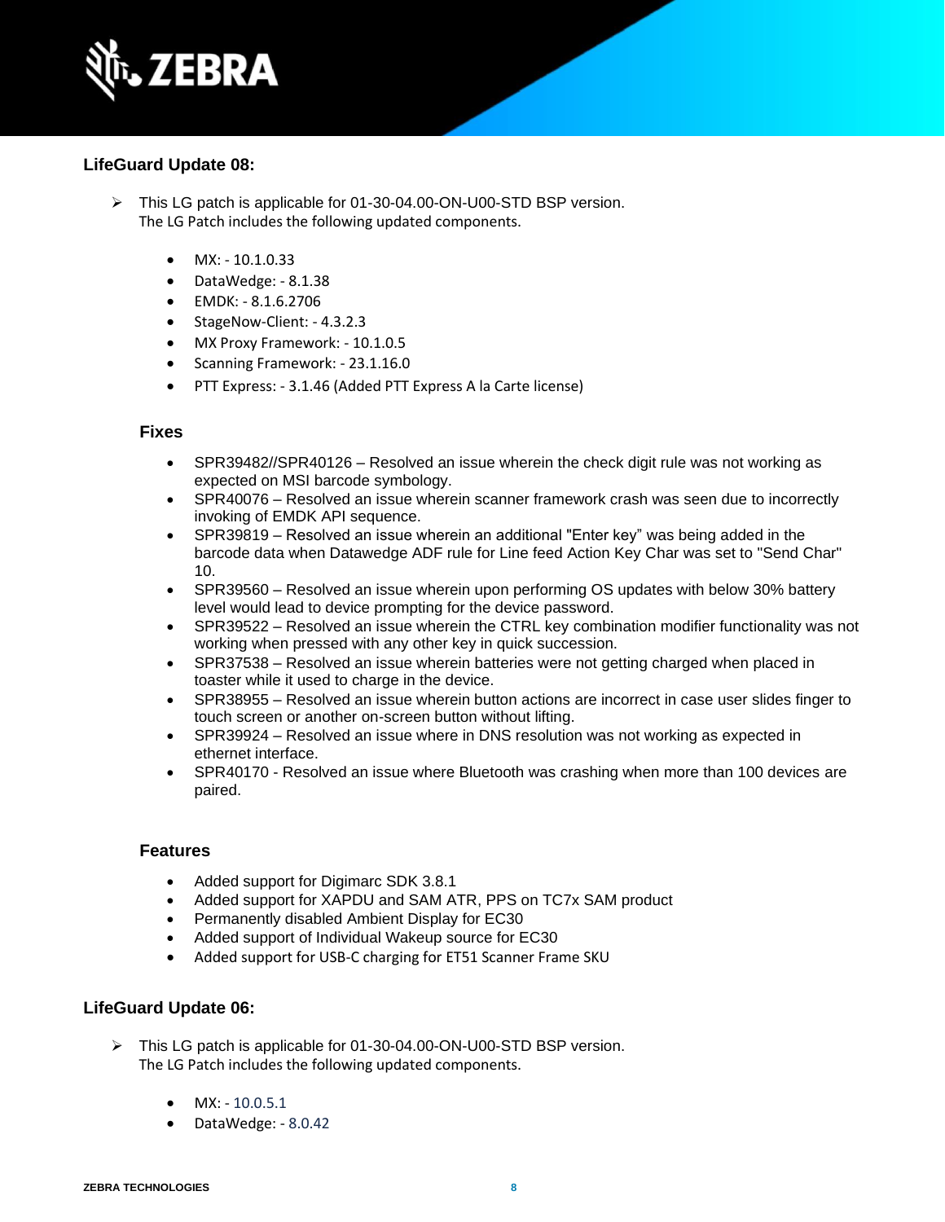### LifeGuard Update 08:

- This LG patch is applicable for 01-30-04.00-ON-U00-STD BSP version.
  The LG Patch includes the following updated components.

  - MX: - 10.1.0.33
  - DataWedge: - 8.1.38
  - EMDK: - 8.1.6.2706
  - StageNow-Client: - 4.3.2.3
  - MX Proxy Framework: - 10.1.0.5
  - Scanning Framework: - 23.1.16.0
  - PTT Express: - 3.1.46 (Added PTT Express A la Carte license)

#### Fixes

- SPR39482//SPR40126 – Resolved an issue wherein the check digit rule was not working as expected on MSI barcode symbology.
- SPR40076 – Resolved an issue wherein scanner framework crash was seen due to incorrectly invoking of EMDK API sequence.
- SPR39819 – Resolved an issue wherein an additional "Enter key" was being added in the barcode data when Datawedge ADF rule for Line feed Action Key Char was set to "Send Char" 10.
- SPR39560 – Resolved an issue wherein upon performing OS updates with below 30% battery level would lead to device prompting for the device password.
- SPR39522 – Resolved an issue wherein the CTRL key combination modifier functionality was not working when pressed with any other key in quick succession.
- SPR37538 – Resolved an issue wherein batteries were not getting charged when placed in toaster while it used to charge in the device.
- SPR38955 – Resolved an issue wherein button actions are incorrect in case user slides finger to touch screen or another on-screen button without lifting.
- SPR39924 – Resolved an issue where in DNS resolution was not working as expected in ethernet interface.
- SPR40170 - Resolved an issue where Bluetooth was crashing when more than 100 devices are paired.

#### Features

- Added support for Digimarc SDK 3.8.1
- Added support for XAPDU and SAM ATR, PPS on TC7x SAM product
- Permanently disabled Ambient Display for EC30
- Added support of Individual Wakeup source for EC30
- Added support for USB-C charging for ET51 Scanner Frame SKU

### LifeGuard Update 06:

- This LG patch is applicable for 01-30-04.00-ON-U00-STD BSP version.
  The LG Patch includes the following updated components.

  - MX: - 10.0.5.1
  - DataWedge: - 8.0.42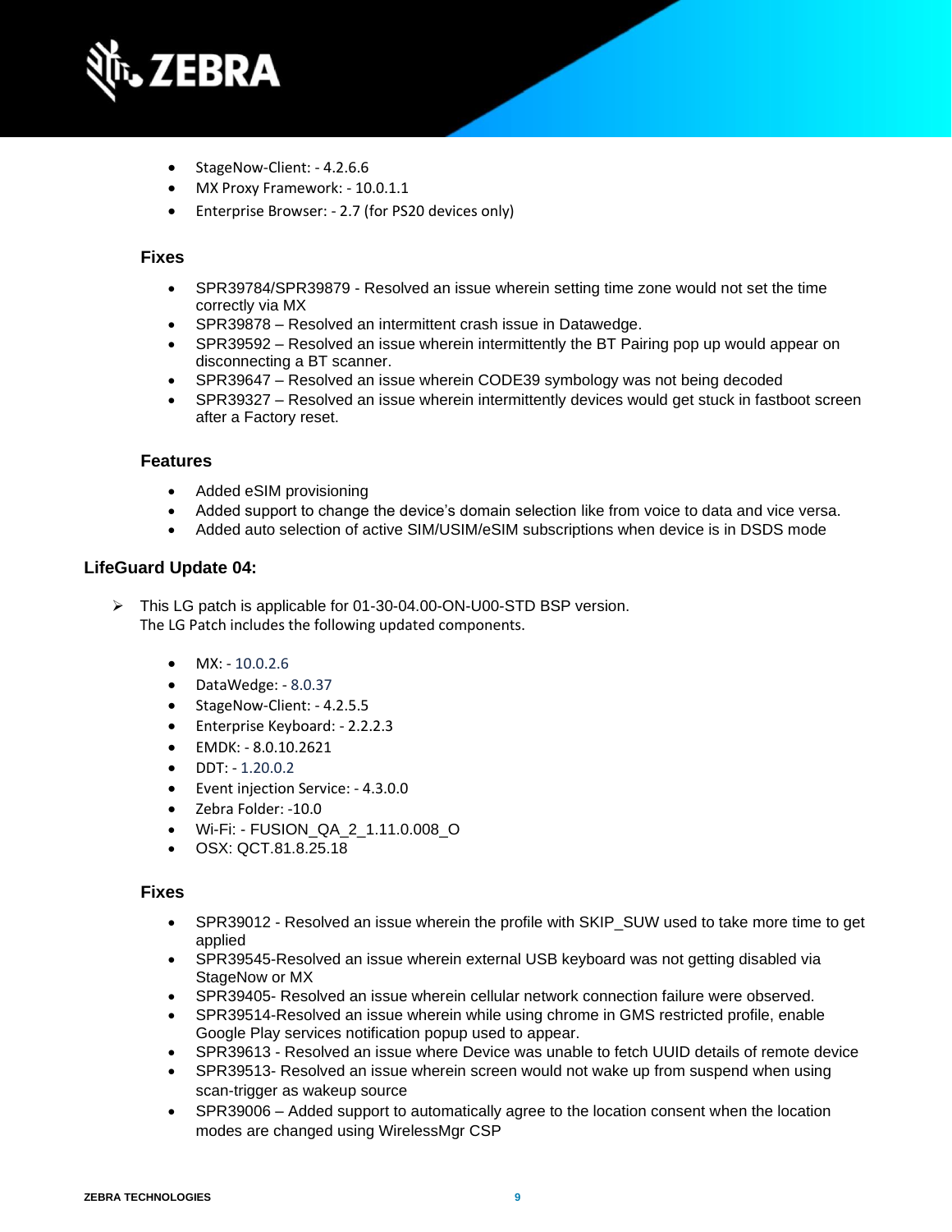- StageNow-Client: - 4.2.6.6
- MX Proxy Framework: - 10.0.1.1
- Enterprise Browser: - 2.7 (for PS20 devices only)

### Fixes

- SPR39784/SPR39879 - Resolved an issue wherein setting time zone would not set the time correctly via MX
- SPR39878 – Resolved an intermittent crash issue in Datawedge.
- SPR39592 – Resolved an issue wherein intermittently the BT Pairing pop up would appear on disconnecting a BT scanner.
- SPR39647 – Resolved an issue wherein CODE39 symbology was not being decoded
- SPR39327 – Resolved an issue wherein intermittently devices would get stuck in fastboot screen after a Factory reset.

### Features

- Added eSIM provisioning
- Added support to change the device's domain selection like from voice to data and vice versa.
- Added auto selection of active SIM/USIM/eSIM subscriptions when device is in DSDS mode

## LifeGuard Update 04:

- This LG patch is applicable for 01-30-04.00-ON-U00-STD BSP version.
  The LG Patch includes the following updated components.

  - MX: - 10.0.2.6
  - DataWedge: - 8.0.37
  - StageNow-Client: - 4.2.5.5
  - Enterprise Keyboard: - 2.2.2.3
  - EMDK: - 8.0.10.2621
  - DDT: - 1.20.0.2
  - Event injection Service: - 4.3.0.0
  - Zebra Folder: -10.0
  - Wi-Fi: - FUSION_QA_2_1.11.0.008_O
  - OSX: QCT.81.8.25.18

### Fixes

- SPR39012 - Resolved an issue wherein the profile with SKIP_SUW used to take more time to get applied
- SPR39545-Resolved an issue wherein external USB keyboard was not getting disabled via StageNow or MX
- SPR39405- Resolved an issue wherein cellular network connection failure were observed.
- SPR39514-Resolved an issue wherein while using chrome in GMS restricted profile, enable Google Play services notification popup used to appear.
- SPR39613 - Resolved an issue where Device was unable to fetch UUID details of remote device
- SPR39513- Resolved an issue wherein screen would not wake up from suspend when using scan-trigger as wakeup source
- SPR39006 – Added support to automatically agree to the location consent when the location modes are changed using WirelessMgr CSP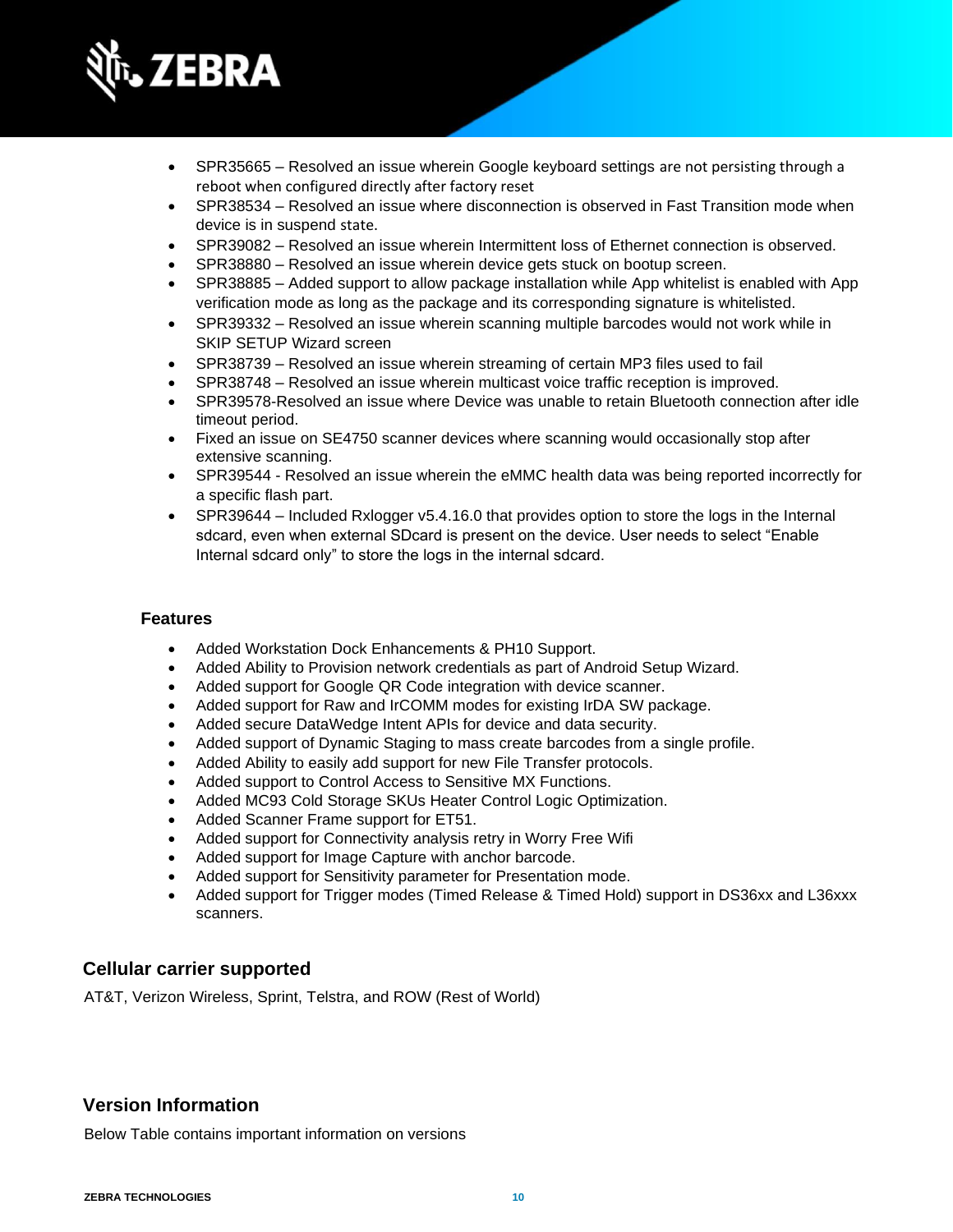- SPR35665 – Resolved an issue wherein Google keyboard settings are not persisting through a reboot when configured directly after factory reset
- SPR38534 – Resolved an issue where disconnection is observed in Fast Transition mode when device is in suspend state.
- SPR39082 – Resolved an issue wherein Intermittent loss of Ethernet connection is observed.
- SPR38880 – Resolved an issue wherein device gets stuck on bootup screen.
- SPR38885 – Added support to allow package installation while App whitelist is enabled with App verification mode as long as the package and its corresponding signature is whitelisted.
- SPR39332 – Resolved an issue wherein scanning multiple barcodes would not work while in SKIP SETUP Wizard screen
- SPR38739 – Resolved an issue wherein streaming of certain MP3 files used to fail
- SPR38748 – Resolved an issue wherein multicast voice traffic reception is improved.
- SPR39578-Resolved an issue where Device was unable to retain Bluetooth connection after idle timeout period.
- Fixed an issue on SE4750 scanner devices where scanning would occasionally stop after extensive scanning.
- SPR39544 - Resolved an issue wherein the eMMC health data was being reported incorrectly for a specific flash part.
- SPR39644 – Included Rxlogger v5.4.16.0 that provides option to store the logs in the Internal sdcard, even when external SDcard is present on the device. User needs to select "Enable Internal sdcard only" to store the logs in the internal sdcard.

### Features

- Added Workstation Dock Enhancements & PH10 Support.
- Added Ability to Provision network credentials as part of Android Setup Wizard.
- Added support for Google QR Code integration with device scanner.
- Added support for Raw and IrCOMM modes for existing IrDA SW package.
- Added secure DataWedge Intent APIs for device and data security.
- Added support of Dynamic Staging to mass create barcodes from a single profile.
- Added Ability to easily add support for new File Transfer protocols.
- Added support to Control Access to Sensitive MX Functions.
- Added MC93 Cold Storage SKUs Heater Control Logic Optimization.
- Added Scanner Frame support for ET51.
- Added support for Connectivity analysis retry in Worry Free Wifi
- Added support for Image Capture with anchor barcode.
- Added support for Sensitivity parameter for Presentation mode.
- Added support for Trigger modes (Timed Release & Timed Hold) support in DS36xx and L36xxx scanners.

## Cellular carrier supported

AT&T, Verizon Wireless, Sprint, Telstra, and ROW (Rest of World)

## Version Information

Below Table contains important information on versions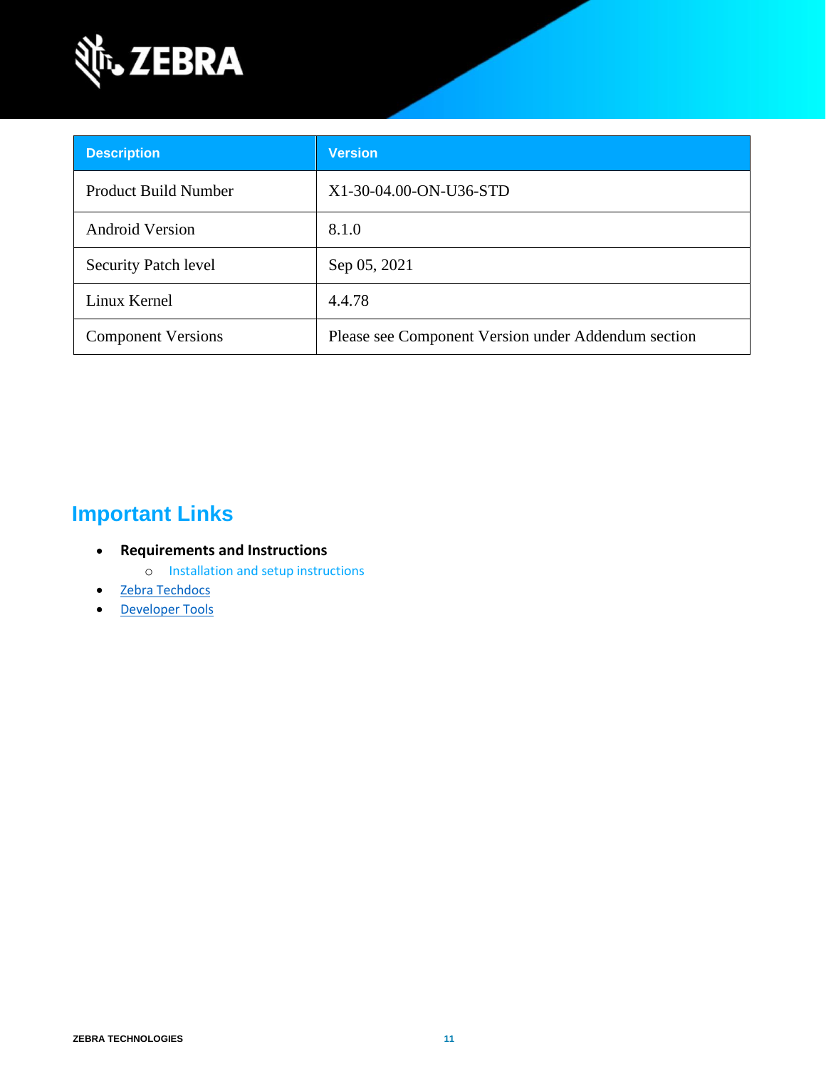| Description | Version |
| --- | --- |
| Product Build Number | X1-30-04.00-ON-U36-STD |
| Android Version | 8.1.0 |
| Security Patch level | Sep 05, 2021 |
| Linux Kernel | 4.4.78 |
| Component Versions | Please see Component Version under Addendum section |

## Important Links

- **Requirements and Instructions**
  - Installation and setup instructions
- Zebra Techdocs
- Developer Tools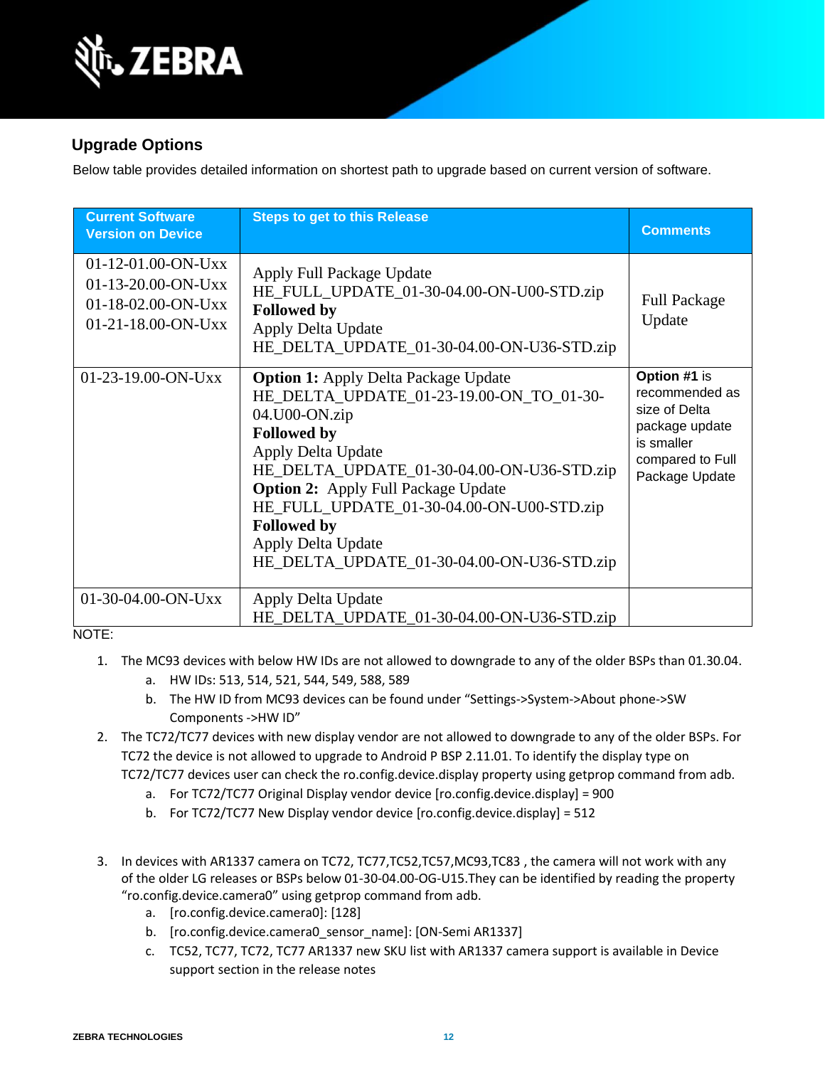## Upgrade Options

Below table provides detailed information on shortest path to upgrade based on current version of software.

| Current Software Version on Device | Steps to get to this Release | Comments |
| --- | --- | --- |
| 01-12-01.00-ON-Uxx<br>01-13-20.00-ON-Uxx<br>01-18-02.00-ON-Uxx<br>01-21-18.00-ON-Uxx | Apply Full Package Update<br>HE_FULL_UPDATE_01-30-04.00-ON-U00-STD.zip<br>**Followed by**<br>Apply Delta Update<br>HE_DELTA_UPDATE_01-30-04.00-ON-U36-STD.zip | Full Package Update |
| 01-23-19.00-ON-Uxx | **Option 1:** Apply Delta Package Update<br>HE_DELTA_UPDATE_01-23-19.00-ON_TO_01-30-04.U00-ON.zip<br>**Followed by**<br>Apply Delta Update<br>HE_DELTA_UPDATE_01-30-04.00-ON-U36-STD.zip<br>**Option 2:** Apply Full Package Update<br>HE_FULL_UPDATE_01-30-04.00-ON-U00-STD.zip<br>**Followed by**<br>Apply Delta Update<br>HE_DELTA_UPDATE_01-30-04.00-ON-U36-STD.zip | **Option #1** is recommended as size of Delta package update is smaller compared to Full Package Update |
| 01-30-04.00-ON-Uxx | Apply Delta Update<br>HE_DELTA_UPDATE_01-30-04.00-ON-U36-STD.zip | |

NOTE:

1. The MC93 devices with below HW IDs are not allowed to downgrade to any of the older BSPs than 01.30.04.
   a. HW IDs: 513, 514, 521, 544, 549, 588, 589
   b. The HW ID from MC93 devices can be found under "Settings->System->About phone->SW Components ->HW ID"
2. The TC72/TC77 devices with new display vendor are not allowed to downgrade to any of the older BSPs. For TC72 the device is not allowed to upgrade to Android P BSP 2.11.01. To identify the display type on TC72/TC77 devices user can check the ro.config.device.display property using getprop command from adb.
   a. For TC72/TC77 Original Display vendor device [ro.config.device.display] = 900
   b. For TC72/TC77 New Display vendor device [ro.config.device.display] = 512
3. In devices with AR1337 camera on TC72, TC77,TC52,TC57,MC93,TC83 , the camera will not work with any of the older LG releases or BSPs below 01-30-04.00-OG-U15.They can be identified by reading the property "ro.config.device.camera0" using getprop command from adb.
   a. [ro.config.device.camera0]: [128]
   b. [ro.config.device.camera0_sensor_name]: [ON-Semi AR1337]
   c. TC52, TC77, TC72, TC77 AR1337 new SKU list with AR1337 camera support is available in Device support section in the release notes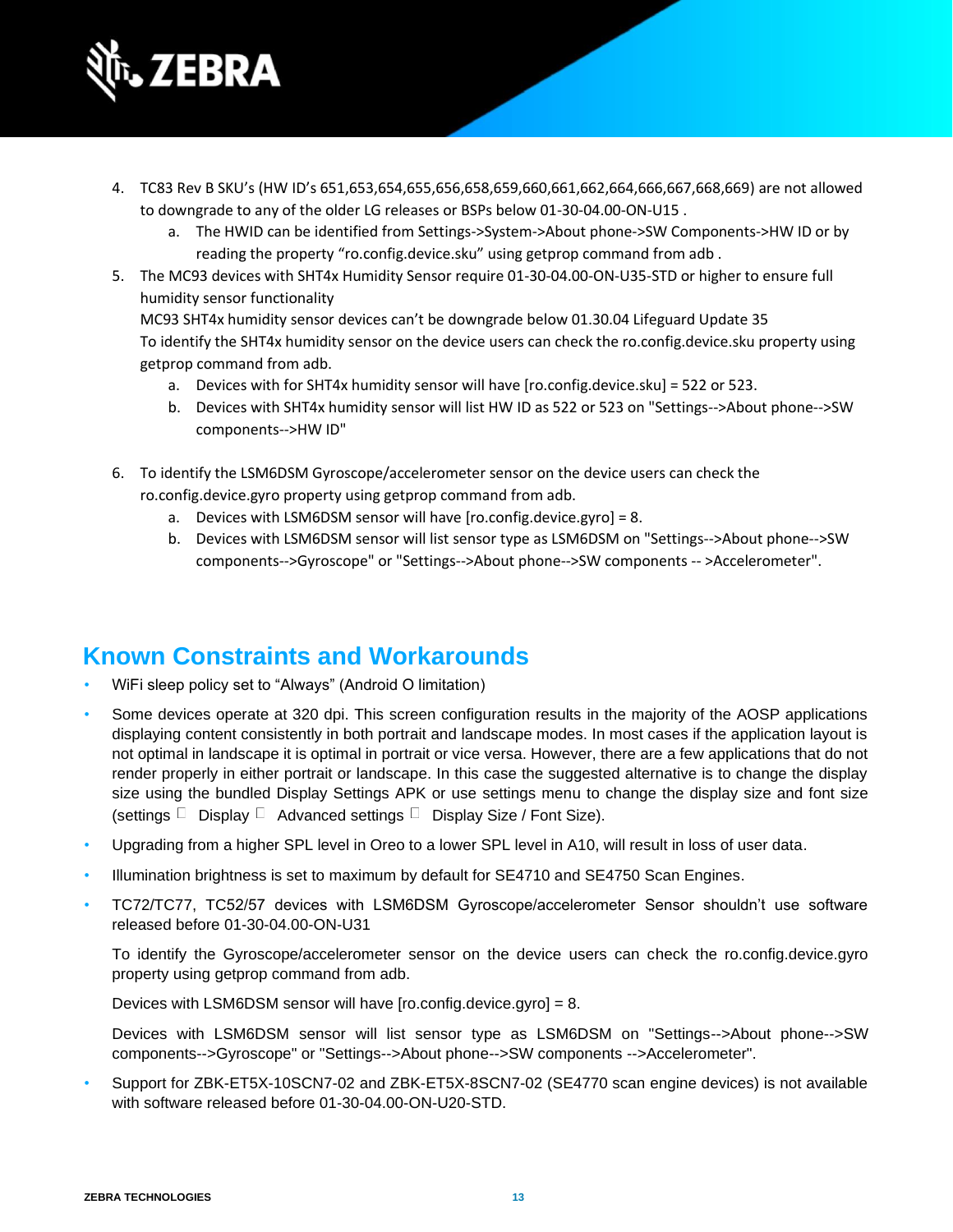4. TC83 Rev B SKU's (HW ID's 651,653,654,655,656,658,659,660,661,662,664,666,667,668,669) are not allowed to downgrade to any of the older LG releases or BSPs below 01-30-04.00-ON-U15 .
   a. The HWID can be identified from Settings->System->About phone->SW Components->HW ID or by reading the property "ro.config.device.sku" using getprop command from adb .
5. The MC93 devices with SHT4x Humidity Sensor require 01-30-04.00-ON-U35-STD or higher to ensure full humidity sensor functionality
   MC93 SHT4x humidity sensor devices can't be downgrade below 01.30.04 Lifeguard Update 35
   To identify the SHT4x humidity sensor on the device users can check the ro.config.device.sku property using getprop command from adb.
   a. Devices with for SHT4x humidity sensor will have [ro.config.device.sku] = 522 or 523.
   b. Devices with SHT4x humidity sensor will list HW ID as 522 or 523 on "Settings-->About phone-->SW components-->HW ID"
6. To identify the LSM6DSM Gyroscope/accelerometer sensor on the device users can check the ro.config.device.gyro property using getprop command from adb.
   a. Devices with LSM6DSM sensor will have [ro.config.device.gyro] = 8.
   b. Devices with LSM6DSM sensor will list sensor type as LSM6DSM on "Settings-->About phone-->SW components-->Gyroscope" or "Settings-->About phone-->SW components -- >Accelerometer".

## Known Constraints and Workarounds

- WiFi sleep policy set to "Always" (Android O limitation)
- Some devices operate at 320 dpi. This screen configuration results in the majority of the AOSP applications displaying content consistently in both portrait and landscape modes. In most cases if the application layout is not optimal in landscape it is optimal in portrait or vice versa. However, there are a few applications that do not render properly in either portrait or landscape. In this case the suggested alternative is to change the display size using the bundled Display Settings APK or use settings menu to change the display size and font size (settings  Display  Advanced settings  Display Size / Font Size).
- Upgrading from a higher SPL level in Oreo to a lower SPL level in A10, will result in loss of user data.
- Illumination brightness is set to maximum by default for SE4710 and SE4750 Scan Engines.
- TC72/TC77, TC52/57 devices with LSM6DSM Gyroscope/accelerometer Sensor shouldn't use software released before 01-30-04.00-ON-U31

  To identify the Gyroscope/accelerometer sensor on the device users can check the ro.config.device.gyro property using getprop command from adb.

  Devices with LSM6DSM sensor will have [ro.config.device.gyro] = 8.

  Devices with LSM6DSM sensor will list sensor type as LSM6DSM on "Settings-->About phone-->SW components-->Gyroscope" or "Settings-->About phone-->SW components -->Accelerometer".
- Support for ZBK-ET5X-10SCN7-02 and ZBK-ET5X-8SCN7-02 (SE4770 scan engine devices) is not available with software released before 01-30-04.00-ON-U20-STD.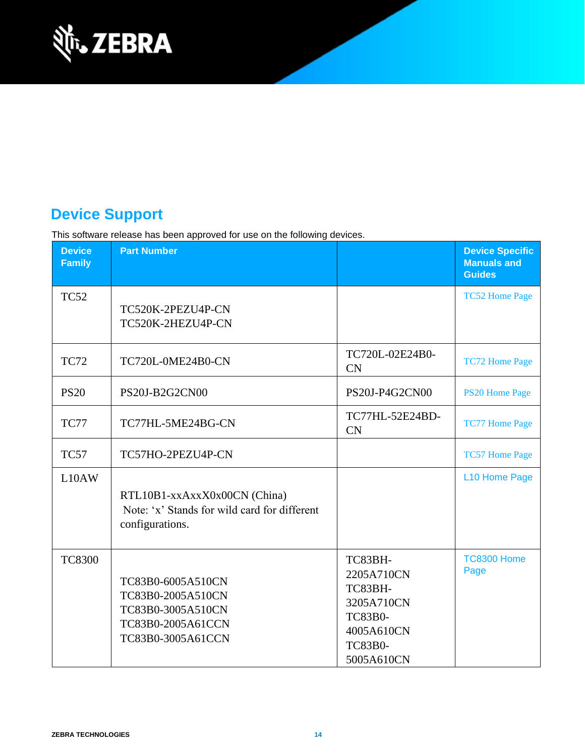## Device Support

This software release has been approved for use on the following devices.

| Device Family | Part Number | | Device Specific Manuals and Guides |
|---|---|---|---|
| TC52 | TC520K-2PEZU4P-CN<br>TC520K-2HEZU4P-CN | | TC52 Home Page |
| TC72 | TC720L-0ME24B0-CN | TC720L-02E24B0-CN | TC72 Home Page |
| PS20 | PS20J-B2G2CN00 | PS20J-P4G2CN00 | PS20 Home Page |
| TC77 | TC77HL-5ME24BG-CN | TC77HL-52E24BD-CN | TC77 Home Page |
| TC57 | TC57HO-2PEZU4P-CN | | TC57 Home Page |
| L10AW | RTL10B1-xxAxxX0x00CN (China)<br>Note: ‘x’ Stands for wild card for different configurations. | | L10 Home Page |
| TC8300 | TC83B0-6005A510CN<br>TC83B0-2005A510CN<br>TC83B0-3005A510CN<br>TC83B0-2005A61CCN<br>TC83B0-3005A61CCN | TC83BH-2205A710CN<br>TC83BH-3205A710CN<br>TC83B0-4005A610CN<br>TC83B0-5005A610CN | TC8300 Home Page |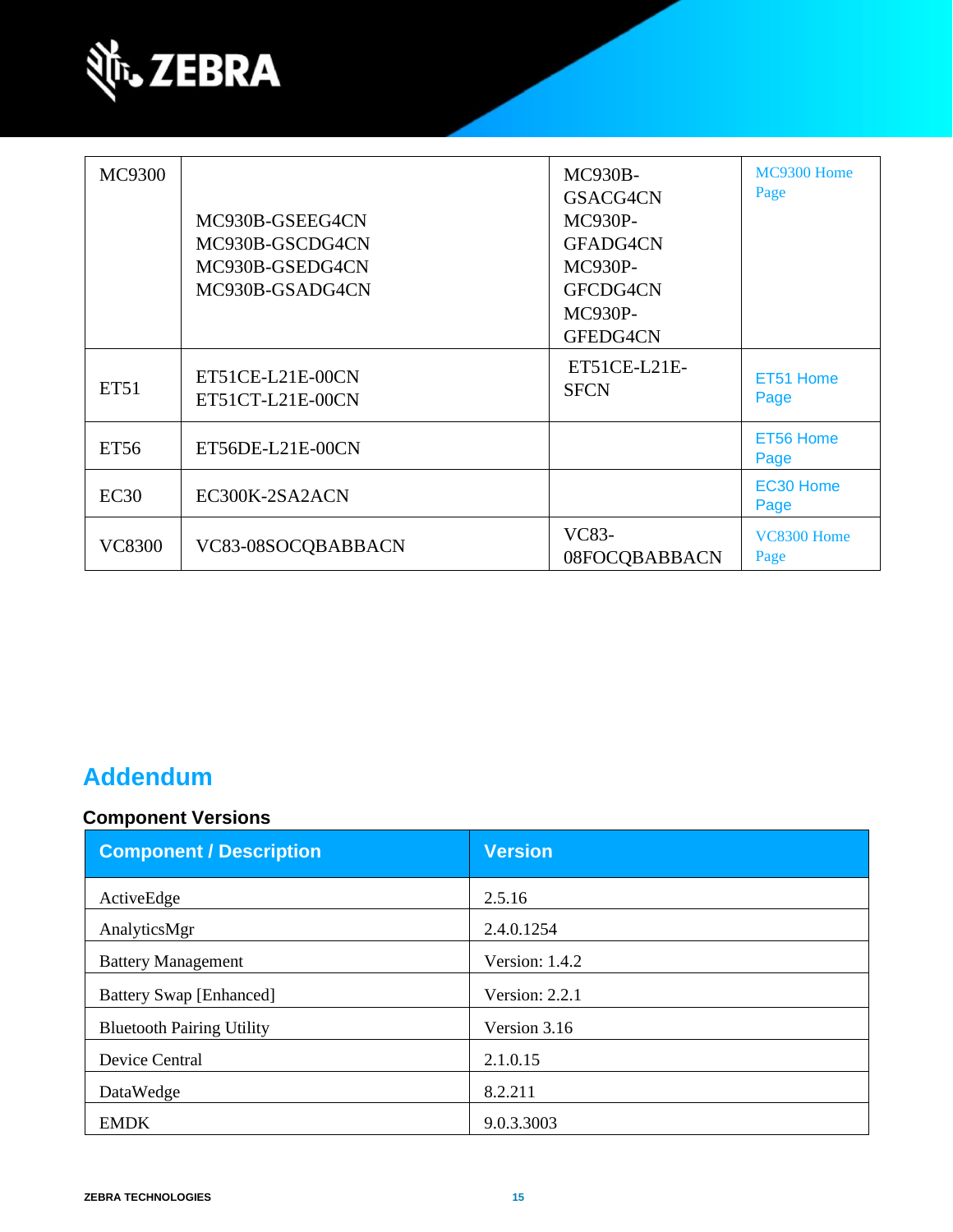| MC9300 | MC930B-GSEEG4CN<br>MC930B-GSCDG4CN<br>MC930B-GSEDG4CN<br>MC930B-GSADG4CN | MC930B-GSACG4CN<br>MC930P-GFADG4CN<br>MC930P-GFCDG4CN<br>MC930P-GFEDG4CN | MC9300 Home Page |
|---|---|---|---|
| ET51 | ET51CE-L21E-00CN<br>ET51CT-L21E-00CN | ET51CE-L21E-SFCN | ET51 Home Page |
| ET56 | ET56DE-L21E-00CN | | ET56 Home Page |
| EC30 | EC300K-2SA2ACN | | EC30 Home Page |
| VC8300 | VC83-08SOCQBABBACN | VC83-08FOCQBABBACN | VC8300 Home Page |

# Addendum

## Component Versions

| Component / Description | Version |
|---|---|
| ActiveEdge | 2.5.16 |
| AnalyticsMgr | 2.4.0.1254 |
| Battery Management | Version: 1.4.2 |
| Battery Swap [Enhanced] | Version: 2.2.1 |
| Bluetooth Pairing Utility | Version 3.16 |
| Device Central | 2.1.0.15 |
| DataWedge | 8.2.211 |
| EMDK | 9.0.3.3003 |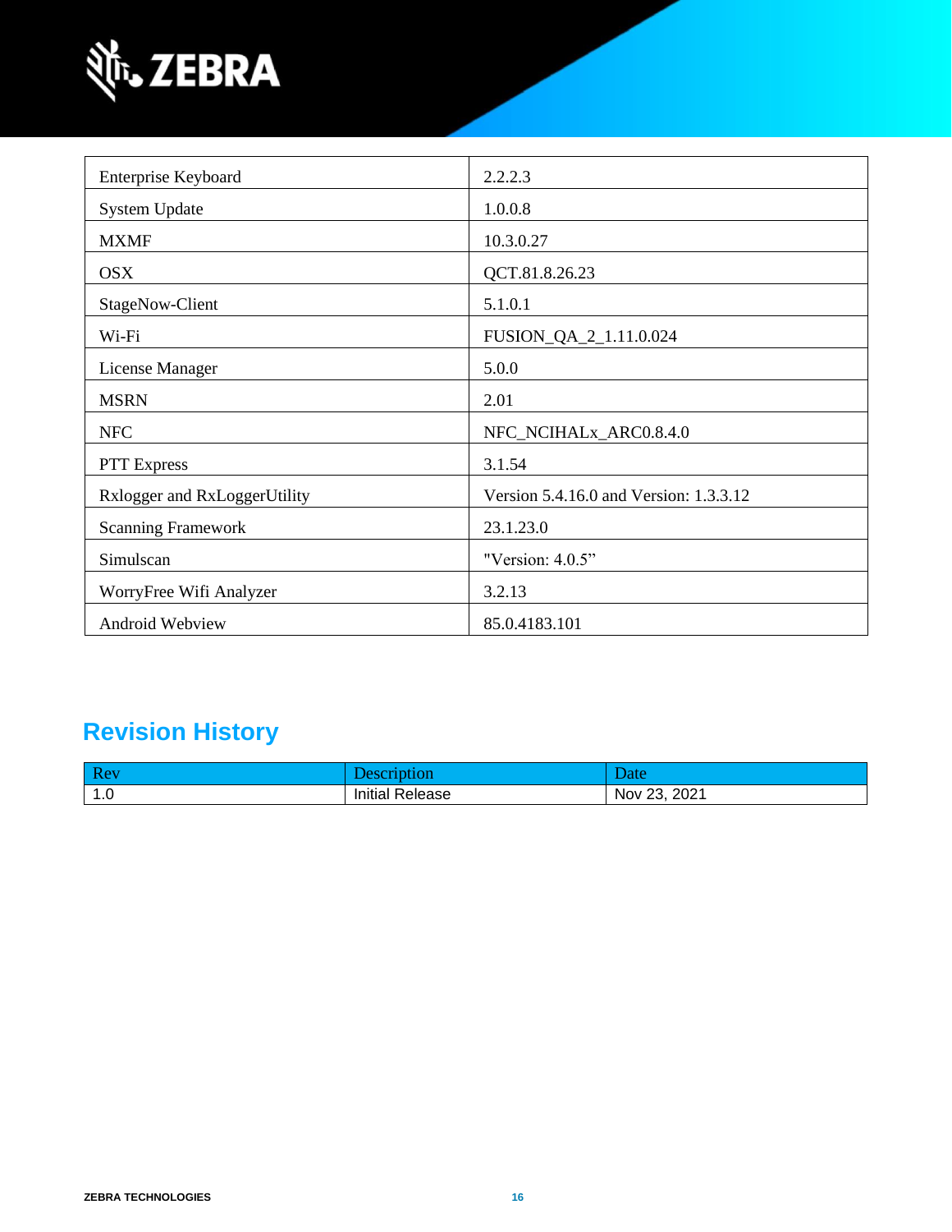| | |
|---|---|
| Enterprise Keyboard | 2.2.2.3 |
| System Update | 1.0.0.8 |
| MXMF | 10.3.0.27 |
| OSX | QCT.81.8.26.23 |
| StageNow-Client | 5.1.0.1 |
| Wi-Fi | FUSION_QA_2_1.11.0.024 |
| License Manager | 5.0.0 |
| MSRN | 2.01 |
| NFC | NFC_NCIHALx_ARC0.8.4.0 |
| PTT Express | 3.1.54 |
| Rxlogger and RxLoggerUtility | Version 5.4.16.0 and Version: 1.3.3.12 |
| Scanning Framework | 23.1.23.0 |
| Simulscan | "Version: 4.0.5" |
| WorryFree Wifi Analyzer | 3.2.13 |
| Android Webview | 85.0.4183.101 |

## Revision History

| Rev | Description | Date |
|---|---|---|
| 1.0 | Initial Release | Nov 23, 2021 |